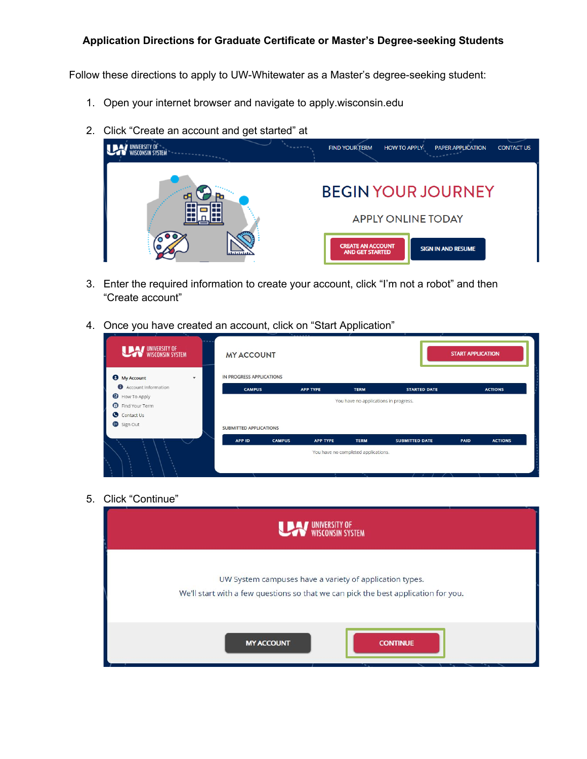**Application Directions for Graduate Certificate or Master's Degree-seeking Students**

Follow these directions to apply to UW-Whitewater as a Master's degree-seeking student:

1. Open your internet browser and navigate to apply.wisconsin.edu
2. Click "Create an account and get started" at
3. Enter the required information to create your account, click "I'm not a robot" and then "Create account"
4. Once you have created an account, click on "Start Application"
5. Click "Continue"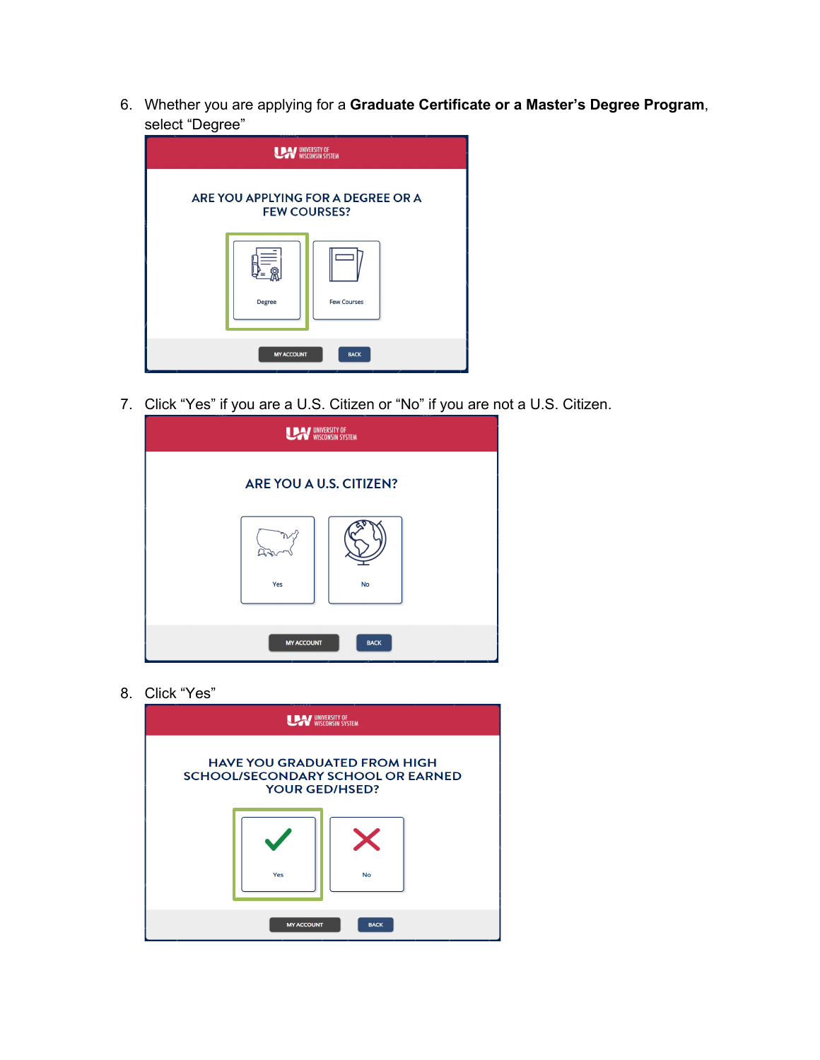6. Whether you are applying for a **Graduate Certificate or a Master's Degree Program**, select "Degree"

7. Click "Yes" if you are a U.S. Citizen or "No" if you are not a U.S. Citizen.

8. Click "Yes"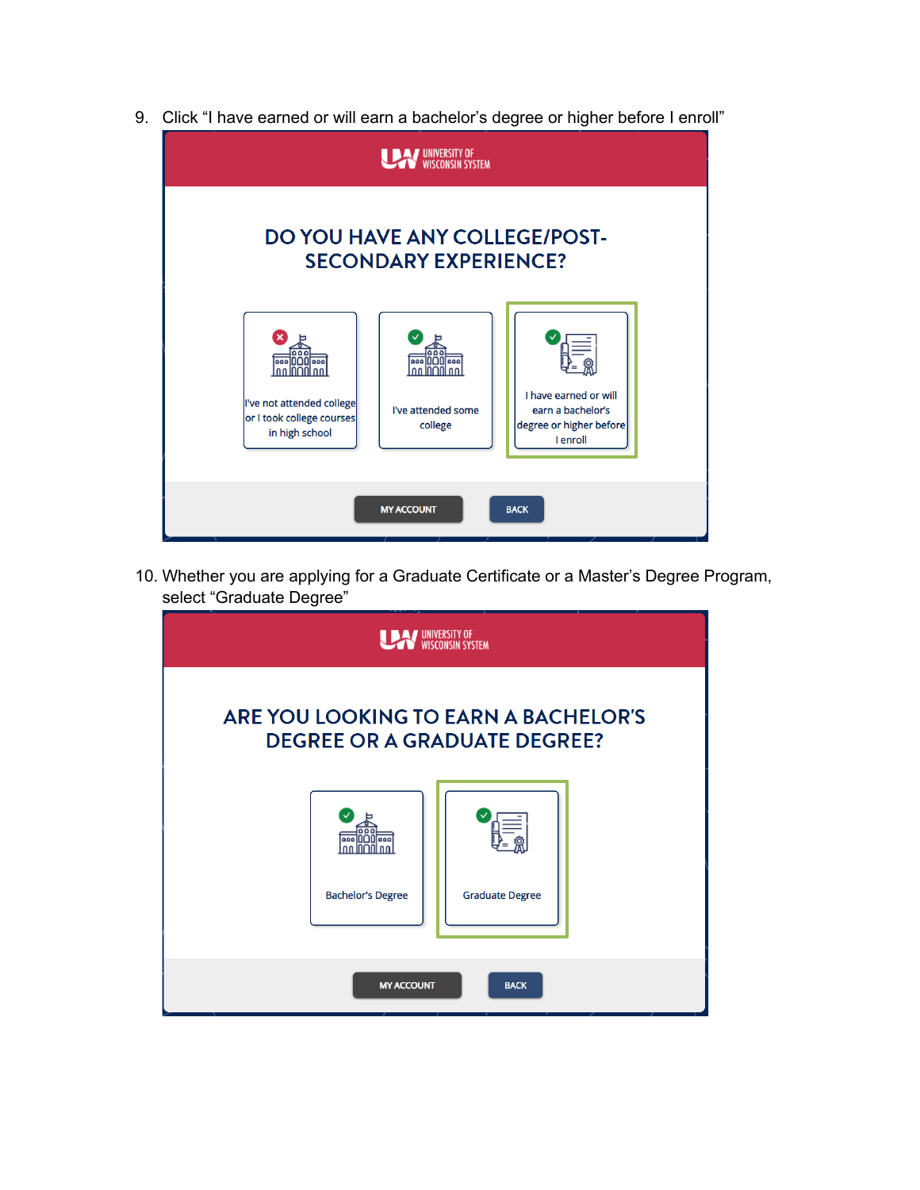9. Click "I have earned or will earn a bachelor's degree or higher before I enroll"

UNIVERSITY OF WISCONSIN SYSTEM

DO YOU HAVE ANY COLLEGE/POST-SECONDARY EXPERIENCE?

I've not attended college or I took college courses in high school

I've attended some college

I have earned or will earn a bachelor's degree or higher before I enroll

MY ACCOUNT    BACK

10. Whether you are applying for a Graduate Certificate or a Master's Degree Program, select "Graduate Degree"

UNIVERSITY OF WISCONSIN SYSTEM

ARE YOU LOOKING TO EARN A BACHELOR'S DEGREE OR A GRADUATE DEGREE?

Bachelor's Degree

Graduate Degree

MY ACCOUNT    BACK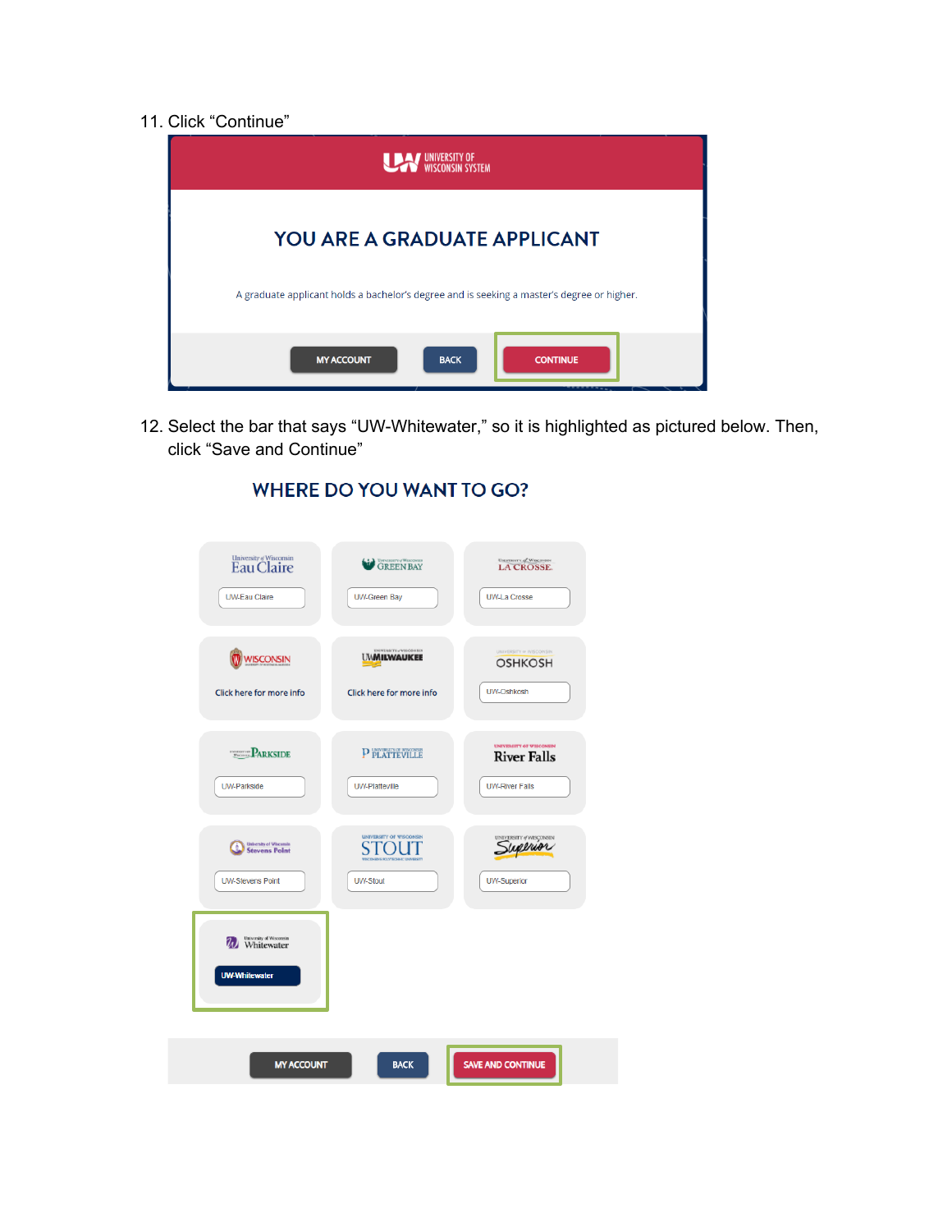11. Click "Continue"

UW UNIVERSITY OF WISCONSIN SYSTEM

YOU ARE A GRADUATE APPLICANT

A graduate applicant holds a bachelor's degree and is seeking a master's degree or higher.

MY ACCOUNT | BACK | CONTINUE

12. Select the bar that says "UW-Whitewater," so it is highlighted as pictured below. Then, click "Save and Continue"

WHERE DO YOU WANT TO GO?

| Eau Claire | Green Bay | La Crosse |
|---|---|---|
| UW-Eau Claire | UW-Green Bay | UW-La Crosse |
| Wisconsin | UW Milwaukee | Oshkosh |
| Click here for more info | Click here for more info | UW-Oshkosh |
| Parkside | Platteville | River Falls |
| UW-Parkside | UW-Platteville | UW-River Falls |
| Stevens Point | Stout | Superior |
| UW-Stevens Point | UW-Stout | UW-Superior |
| Whitewater | | |
| UW-Whitewater | | |

MY ACCOUNT | BACK | SAVE AND CONTINUE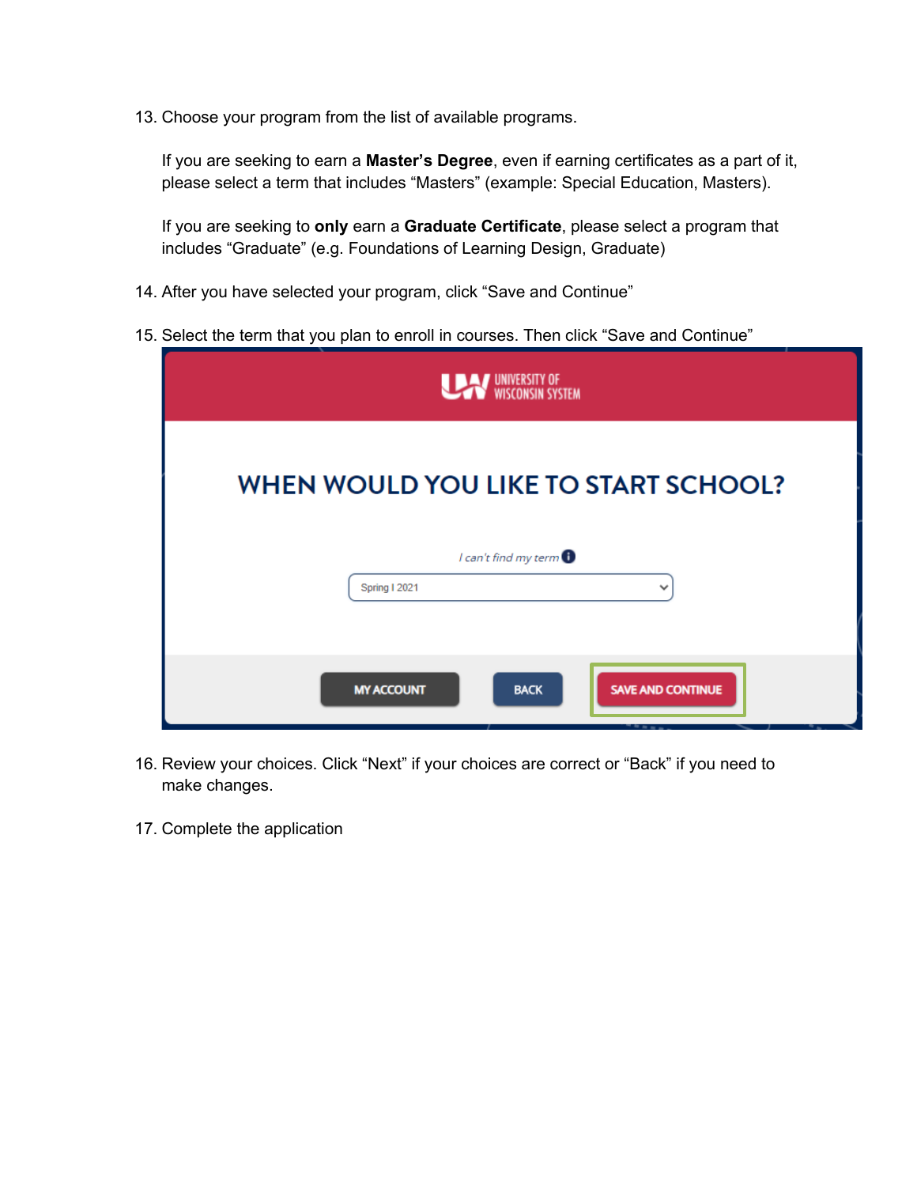13. Choose your program from the list of available programs.

    If you are seeking to earn a **Master's Degree**, even if earning certificates as a part of it, please select a term that includes "Masters" (example: Special Education, Masters).

    If you are seeking to **only** earn a **Graduate Certificate**, please select a program that includes "Graduate" (e.g. Foundations of Learning Design, Graduate)

14. After you have selected your program, click "Save and Continue"

15. Select the term that you plan to enroll in courses. Then click "Save and Continue"

16. Review your choices. Click "Next" if your choices are correct or "Back" if you need to make changes.

17. Complete the application